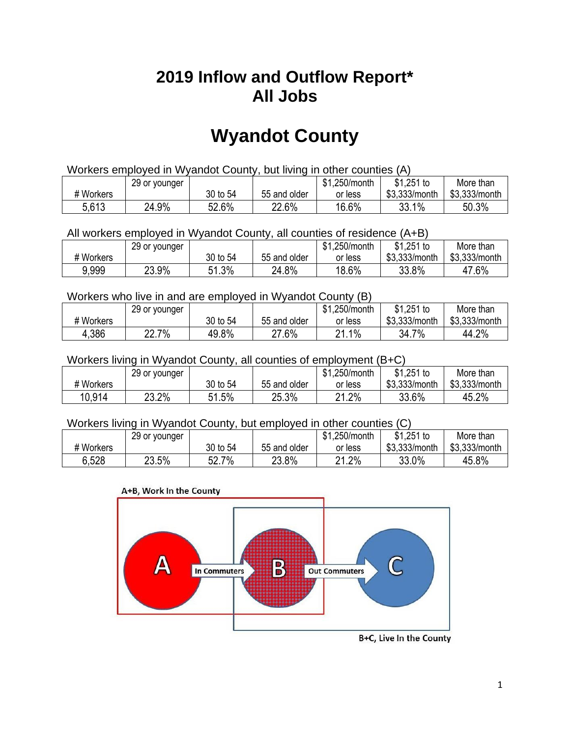# 2019 Inflow and Outflow Report*
# All Jobs

# Wyandot County

Workers employed in Wyandot County, but living in other counties (A)

| # Workers | 29 or younger | 30 to 54 | 55 and older | $1,250/month or less | $1,251 to $3,333/month | More than $3,333/month |
|---|---|---|---|---|---|---|
| 5,613 | 24.9% | 52.6% | 22.6% | 16.6% | 33.1% | 50.3% |

All workers employed in Wyandot County, all counties of residence (A+B)

| # Workers | 29 or younger | 30 to 54 | 55 and older | $1,250/month or less | $1,251 to $3,333/month | More than $3,333/month |
|---|---|---|---|---|---|---|
| 9,999 | 23.9% | 51.3% | 24.8% | 18.6% | 33.8% | 47.6% |

Workers who live in and are employed in Wyandot County (B)

| # Workers | 29 or younger | 30 to 54 | 55 and older | $1,250/month or less | $1,251 to $3,333/month | More than $3,333/month |
|---|---|---|---|---|---|---|
| 4,386 | 22.7% | 49.8% | 27.6% | 21.1% | 34.7% | 44.2% |

Workers living in Wyandot County, all counties of employment (B+C)

| # Workers | 29 or younger | 30 to 54 | 55 and older | $1,250/month or less | $1,251 to $3,333/month | More than $3,333/month |
|---|---|---|---|---|---|---|
| 10,914 | 23.2% | 51.5% | 25.3% | 21.2% | 33.6% | 45.2% |

Workers living in Wyandot County, but employed in other counties (C)

| # Workers | 29 or younger | 30 to 54 | 55 and older | $1,250/month or less | $1,251 to $3,333/month | More than $3,333/month |
|---|---|---|---|---|---|---|
| 6,528 | 23.5% | 52.7% | 23.8% | 21.2% | 33.0% | 45.8% |

A+B, Work In the County

A — In Commuters → B — Out Commuters → C

B+C, Live In the County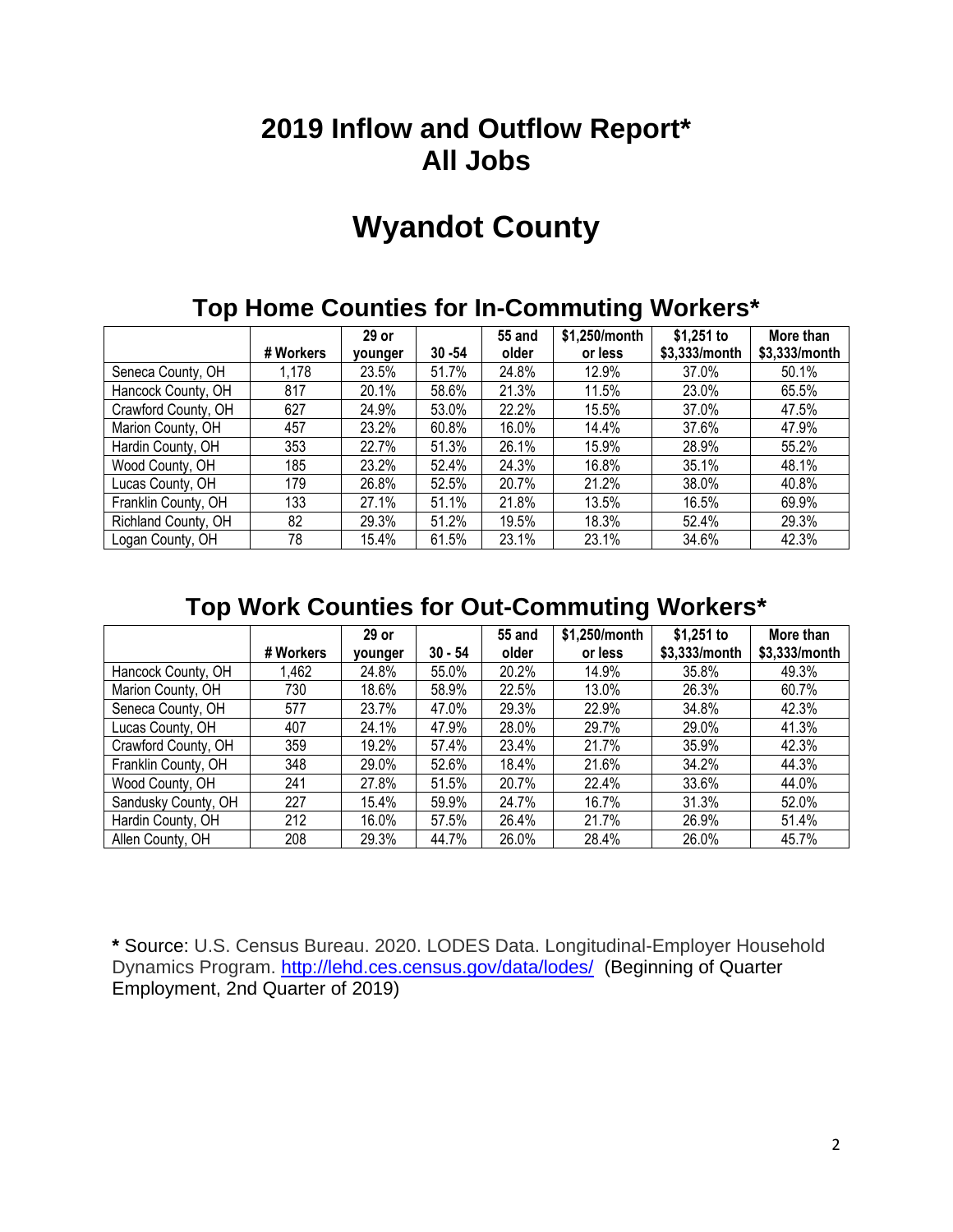# 2019 Inflow and Outflow Report*
# All Jobs

# Wyandot County

## Top Home Counties for In-Commuting Workers*

| | # Workers | 29 or younger | 30 -54 | 55 and older | $1,250/month or less | $1,251 to $3,333/month | More than $3,333/month |
|---|---|---|---|---|---|---|---|
| Seneca County, OH | 1,178 | 23.5% | 51.7% | 24.8% | 12.9% | 37.0% | 50.1% |
| Hancock County, OH | 817 | 20.1% | 58.6% | 21.3% | 11.5% | 23.0% | 65.5% |
| Crawford County, OH | 627 | 24.9% | 53.0% | 22.2% | 15.5% | 37.0% | 47.5% |
| Marion County, OH | 457 | 23.2% | 60.8% | 16.0% | 14.4% | 37.6% | 47.9% |
| Hardin County, OH | 353 | 22.7% | 51.3% | 26.1% | 15.9% | 28.9% | 55.2% |
| Wood County, OH | 185 | 23.2% | 52.4% | 24.3% | 16.8% | 35.1% | 48.1% |
| Lucas County, OH | 179 | 26.8% | 52.5% | 20.7% | 21.2% | 38.0% | 40.8% |
| Franklin County, OH | 133 | 27.1% | 51.1% | 21.8% | 13.5% | 16.5% | 69.9% |
| Richland County, OH | 82 | 29.3% | 51.2% | 19.5% | 18.3% | 52.4% | 29.3% |
| Logan County, OH | 78 | 15.4% | 61.5% | 23.1% | 23.1% | 34.6% | 42.3% |

## Top Work Counties for Out-Commuting Workers*

| | # Workers | 29 or younger | 30 - 54 | 55 and older | $1,250/month or less | $1,251 to $3,333/month | More than $3,333/month |
|---|---|---|---|---|---|---|---|
| Hancock County, OH | 1,462 | 24.8% | 55.0% | 20.2% | 14.9% | 35.8% | 49.3% |
| Marion County, OH | 730 | 18.6% | 58.9% | 22.5% | 13.0% | 26.3% | 60.7% |
| Seneca County, OH | 577 | 23.7% | 47.0% | 29.3% | 22.9% | 34.8% | 42.3% |
| Lucas County, OH | 407 | 24.1% | 47.9% | 28.0% | 29.7% | 29.0% | 41.3% |
| Crawford County, OH | 359 | 19.2% | 57.4% | 23.4% | 21.7% | 35.9% | 42.3% |
| Franklin County, OH | 348 | 29.0% | 52.6% | 18.4% | 21.6% | 34.2% | 44.3% |
| Wood County, OH | 241 | 27.8% | 51.5% | 20.7% | 22.4% | 33.6% | 44.0% |
| Sandusky County, OH | 227 | 15.4% | 59.9% | 24.7% | 16.7% | 31.3% | 52.0% |
| Hardin County, OH | 212 | 16.0% | 57.5% | 26.4% | 21.7% | 26.9% | 51.4% |
| Allen County, OH | 208 | 29.3% | 44.7% | 26.0% | 28.4% | 26.0% | 45.7% |

**\*** Source: U.S. Census Bureau. 2020. LODES Data. Longitudinal-Employer Household Dynamics Program. http://lehd.ces.census.gov/data/lodes/ (Beginning of Quarter Employment, 2nd Quarter of 2019)